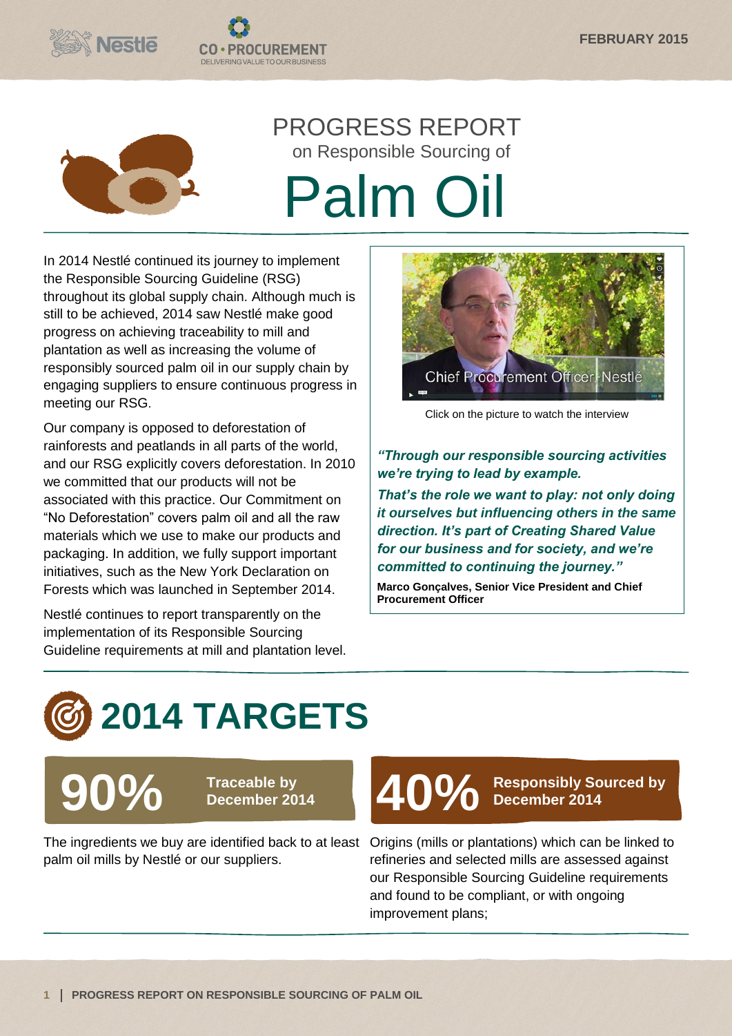FEBRUARY 2015

# PROGRESS REPORT
## on Responsible Sourcing of
# Palm Oil

In 2014 Nestlé continued its journey to implement the Responsible Sourcing Guideline (RSG) throughout its global supply chain. Although much is still to be achieved, 2014 saw Nestlé make good progress on achieving traceability to mill and plantation as well as increasing the volume of responsibly sourced palm oil in our supply chain by engaging suppliers to ensure continuous progress in meeting our RSG.

Our company is opposed to deforestation of rainforests and peatlands in all parts of the world, and our RSG explicitly covers deforestation. In 2010 we committed that our products will not be associated with this practice. Our Commitment on "No Deforestation" covers palm oil and all the raw materials which we use to make our products and packaging. In addition, we fully support important initiatives, such as the New York Declaration on Forests which was launched in September 2014.

Nestlé continues to report transparently on the implementation of its Responsible Sourcing Guideline requirements at mill and plantation level.

Chief Procurement Officer, Nestlé

Click on the picture to watch the interview

***"Through our responsible sourcing activities we're trying to lead by example.***

***That's the role we want to play: not only doing it ourselves but influencing others in the same direction. It's part of Creating Shared Value for our business and for society, and we're committed to continuing the journey."***

**Marco Gonçalves, Senior Vice President and Chief Procurement Officer**

# 2014 TARGETS

**90%** **Traceable by December 2014**

The ingredients we buy are identified back to at least palm oil mills by Nestlé or our suppliers.

**40%** **Responsibly Sourced by December 2014**

Origins (mills or plantations) which can be linked to refineries and selected mills are assessed against our Responsible Sourcing Guideline requirements and found to be compliant, or with ongoing improvement plans;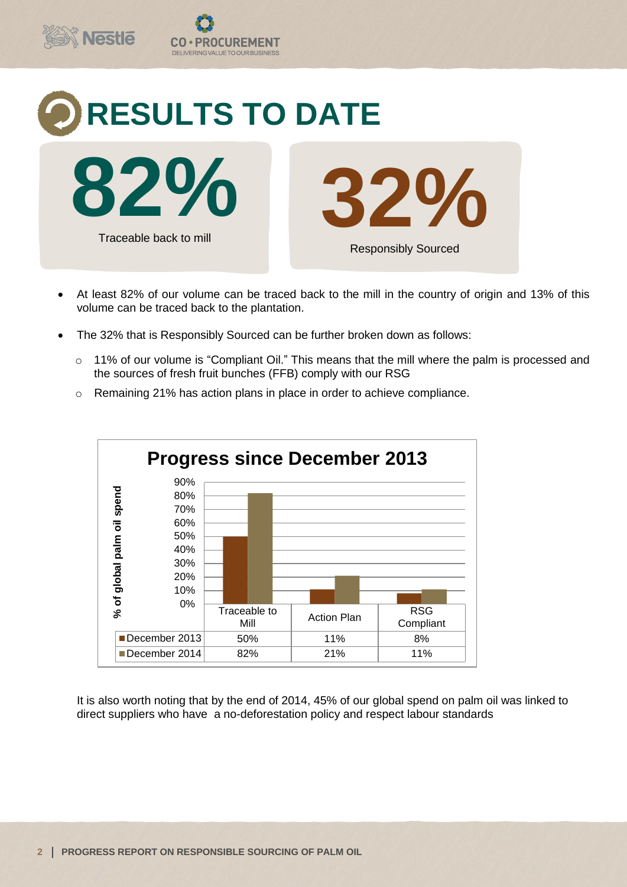# RESULTS TO DATE

**82%**

Traceable back to mill

**32%**

Responsibly Sourced

- At least 82% of our volume can be traced back to the mill in the country of origin and 13% of this volume can be traced back to the plantation.
- The 32% that is Responsibly Sourced can be further broken down as follows:
  - 11% of our volume is "Compliant Oil." This means that the mill where the palm is processed and the sources of fresh fruit bunches (FFB) comply with our RSG
  - Remaining 21% has action plans in place in order to achieve compliance.

**Progress since December 2013**

| % of global palm oil spend | Traceable to Mill | Action Plan | RSG Compliant |
|---|---|---|---|
| December 2013 | 50% | 11% | 8% |
| December 2014 | 82% | 21% | 11% |

It is also worth noting that by the end of 2014, 45% of our global spend on palm oil was linked to direct suppliers who have a no-deforestation policy and respect labour standards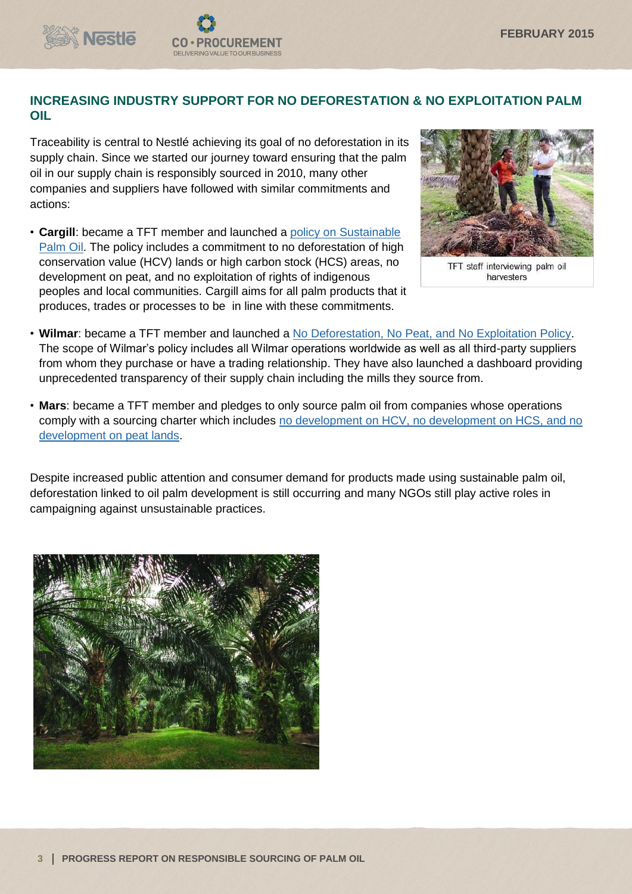## INCREASING INDUSTRY SUPPORT FOR NO DEFORESTATION & NO EXPLOITATION PALM OIL

Traceability is central to Nestlé achieving its goal of no deforestation in its supply chain. Since we started our journey toward ensuring that the palm oil in our supply chain is responsibly sourced in 2010, many other companies and suppliers have followed with similar commitments and actions:

- **Cargill**: became a TFT member and launched a policy on Sustainable Palm Oil. The policy includes a commitment to no deforestation of high conservation value (HCV) lands or high carbon stock (HCS) areas, no development on peat, and no exploitation of rights of indigenous peoples and local communities. Cargill aims for all palm products that it produces, trades or processes to be in line with these commitments.

TFT staff interviewing palm oil harvesters

- **Wilmar**: became a TFT member and launched a No Deforestation, No Peat, and No Exploitation Policy. The scope of Wilmar's policy includes all Wilmar operations worldwide as well as all third-party suppliers from whom they purchase or have a trading relationship. They have also launched a dashboard providing unprecedented transparency of their supply chain including the mills they source from.

- **Mars**: became a TFT member and pledges to only source palm oil from companies whose operations comply with a sourcing charter which includes no development on HCV, no development on HCS, and no development on peat lands.

Despite increased public attention and consumer demand for products made using sustainable palm oil, deforestation linked to oil palm development is still occurring and many NGOs still play active roles in campaigning against unsustainable practices.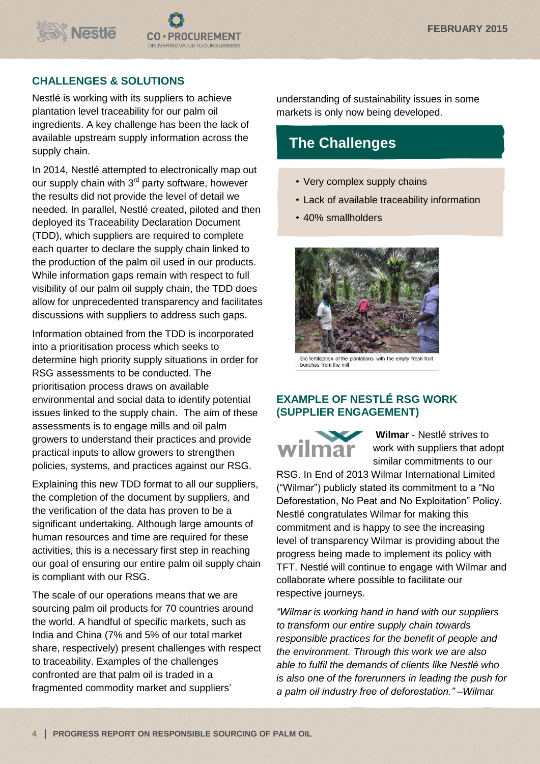## CHALLENGES & SOLUTIONS

Nestlé is working with its suppliers to achieve plantation level traceability for our palm oil ingredients. A key challenge has been the lack of available upstream supply information across the supply chain.

In 2014, Nestlé attempted to electronically map out our supply chain with 3rd party software, however the results did not provide the level of detail we needed. In parallel, Nestlé created, piloted and then deployed its Traceability Declaration Document (TDD), which suppliers are required to complete each quarter to declare the supply chain linked to the production of the palm oil used in our products. While information gaps remain with respect to full visibility of our palm oil supply chain, the TDD does allow for unprecedented transparency and facilitates discussions with suppliers to address such gaps.

Information obtained from the TDD is incorporated into a prioritisation process which seeks to determine high priority supply situations in order for RSG assessments to be conducted. The prioritisation process draws on available environmental and social data to identify potential issues linked to the supply chain. The aim of these assessments is to engage mills and oil palm growers to understand their practices and provide practical inputs to allow growers to strengthen policies, systems, and practices against our RSG.

Explaining this new TDD format to all our suppliers, the completion of the document by suppliers, and the verification of the data has proven to be a significant undertaking. Although large amounts of human resources and time are required for these activities, this is a necessary first step in reaching our goal of ensuring our entire palm oil supply chain is compliant with our RSG.

The scale of our operations means that we are sourcing palm oil products for 70 countries around the world. A handful of specific markets, such as India and China (7% and 5% of our total market share, respectively) present challenges with respect to traceability. Examples of the challenges confronted are that palm oil is traded in a fragmented commodity market and suppliers' understanding of sustainability issues in some markets is only now being developed.

## The Challenges

- Very complex supply chains
- Lack of available traceability information
- 40% smallholders

Bio fertilization of the plantations with the empty fresh fruit bunches from the mill

## EXAMPLE OF NESTLÉ RSG WORK (SUPPLIER ENGAGEMENT)

**Wilmar** - Nestlé strives to work with suppliers that adopt similar commitments to our RSG. In End of 2013 Wilmar International Limited ("Wilmar") publicly stated its commitment to a "No Deforestation, No Peat and No Exploitation" Policy. Nestlé congratulates Wilmar for making this commitment and is happy to see the increasing level of transparency Wilmar is providing about the progress being made to implement its policy with TFT. Nestlé will continue to engage with Wilmar and collaborate where possible to facilitate our respective journeys.

*"Wilmar is working hand in hand with our suppliers to transform our entire supply chain towards responsible practices for the benefit of people and the environment. Through this work we are also able to fulfil the demands of clients like Nestlé who is also one of the forerunners in leading the push for a palm oil industry free of deforestation." –Wilmar*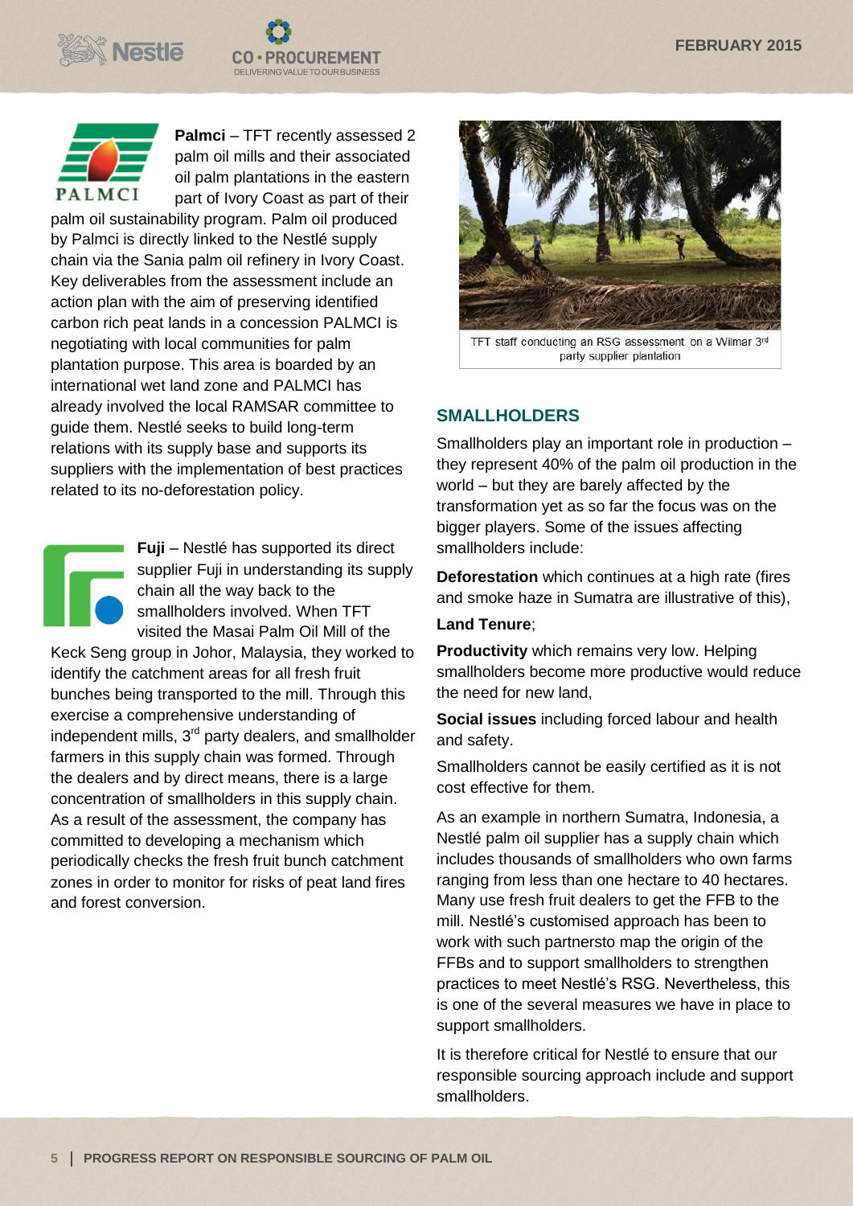**Palmci** – TFT recently assessed 2 palm oil mills and their associated oil palm plantations in the eastern part of Ivory Coast as part of their palm oil sustainability program. Palm oil produced by Palmci is directly linked to the Nestlé supply chain via the Sania palm oil refinery in Ivory Coast. Key deliverables from the assessment include an action plan with the aim of preserving identified carbon rich peat lands in a concession PALMCI is negotiating with local communities for palm plantation purpose. This area is boarded by an international wet land zone and PALMCI has already involved the local RAMSAR committee to guide them. Nestlé seeks to build long-term relations with its supply base and supports its suppliers with the implementation of best practices related to its no-deforestation policy.

**Fuji** – Nestlé has supported its direct supplier Fuji in understanding its supply chain all the way back to the smallholders involved. When TFT visited the Masai Palm Oil Mill of the Keck Seng group in Johor, Malaysia, they worked to identify the catchment areas for all fresh fruit bunches being transported to the mill. Through this exercise a comprehensive understanding of independent mills, 3rd party dealers, and smallholder farmers in this supply chain was formed. Through the dealers and by direct means, there is a large concentration of smallholders in this supply chain. As a result of the assessment, the company has committed to developing a mechanism which periodically checks the fresh fruit bunch catchment zones in order to monitor for risks of peat land fires and forest conversion.

TFT staff conducting an RSG assessment on a Wilmar 3rd party supplier plantation

## SMALLHOLDERS

Smallholders play an important role in production – they represent 40% of the palm oil production in the world – but they are barely affected by the transformation yet as so far the focus was on the bigger players. Some of the issues affecting smallholders include:

**Deforestation** which continues at a high rate (fires and smoke haze in Sumatra are illustrative of this),

**Land Tenure**;

**Productivity** which remains very low. Helping smallholders become more productive would reduce the need for new land,

**Social issues** including forced labour and health and safety.

Smallholders cannot be easily certified as it is not cost effective for them.

As an example in northern Sumatra, Indonesia, a Nestlé palm oil supplier has a supply chain which includes thousands of smallholders who own farms ranging from less than one hectare to 40 hectares. Many use fresh fruit dealers to get the FFB to the mill. Nestlé's customised approach has been to work with such partnersto map the origin of the FFBs and to support smallholders to strengthen practices to meet Nestlé's RSG. Nevertheless, this is one of the several measures we have in place to support smallholders.

It is therefore critical for Nestlé to ensure that our responsible sourcing approach include and support smallholders.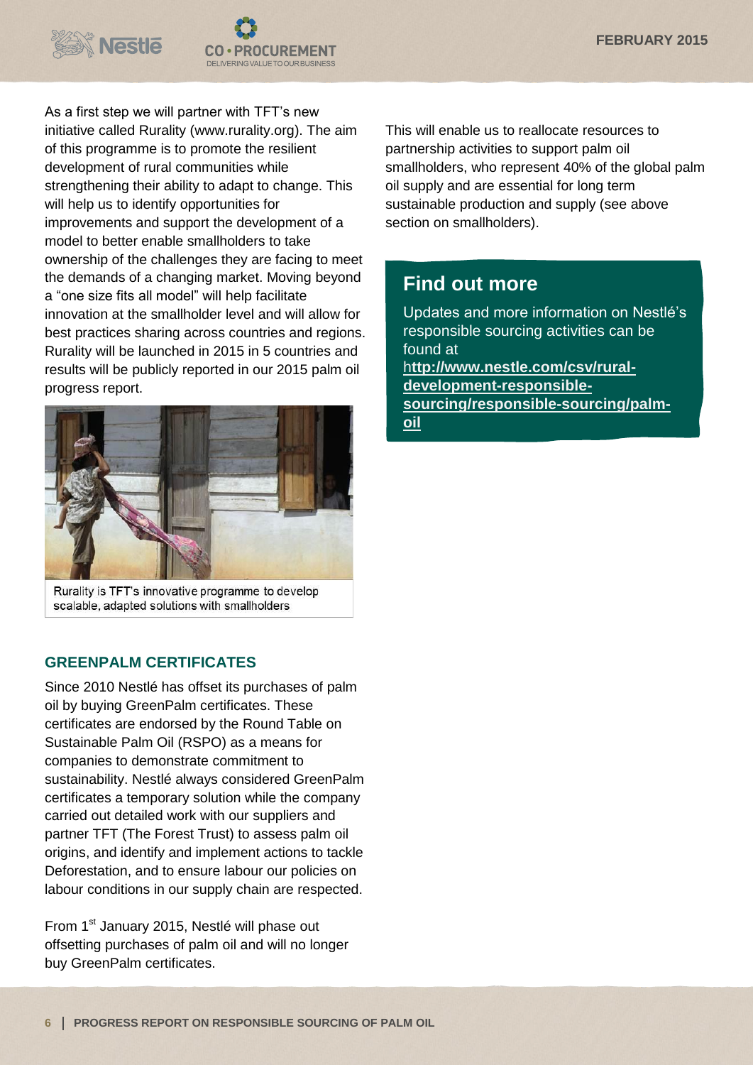As a first step we will partner with TFT's new initiative called Rurality (www.rurality.org). The aim of this programme is to promote the resilient development of rural communities while strengthening their ability to adapt to change. This will help us to identify opportunities for improvements and support the development of a model to better enable smallholders to take ownership of the challenges they are facing to meet the demands of a changing market. Moving beyond a "one size fits all model" will help facilitate innovation at the smallholder level and will allow for best practices sharing across countries and regions. Rurality will be launched in 2015 in 5 countries and results will be publicly reported in our 2015 palm oil progress report.

Rurality is TFT's innovative programme to develop scalable, adapted solutions with smallholders

## GREENPALM CERTIFICATES

Since 2010 Nestlé has offset its purchases of palm oil by buying GreenPalm certificates. These certificates are endorsed by the Round Table on Sustainable Palm Oil (RSPO) as a means for companies to demonstrate commitment to sustainability. Nestlé always considered GreenPalm certificates a temporary solution while the company carried out detailed work with our suppliers and partner TFT (The Forest Trust) to assess palm oil origins, and identify and implement actions to tackle Deforestation, and to ensure labour our policies on labour conditions in our supply chain are respected.

From 1st January 2015, Nestlé will phase out offsetting purchases of palm oil and will no longer buy GreenPalm certificates.

This will enable us to reallocate resources to partnership activities to support palm oil smallholders, who represent 40% of the global palm oil supply and are essential for long term sustainable production and supply (see above section on smallholders).

## Find out more

Updates and more information on Nestlé's responsible sourcing activities can be found at **http://www.nestle.com/csv/rural-development-responsible-sourcing/responsible-sourcing/palm-oil**